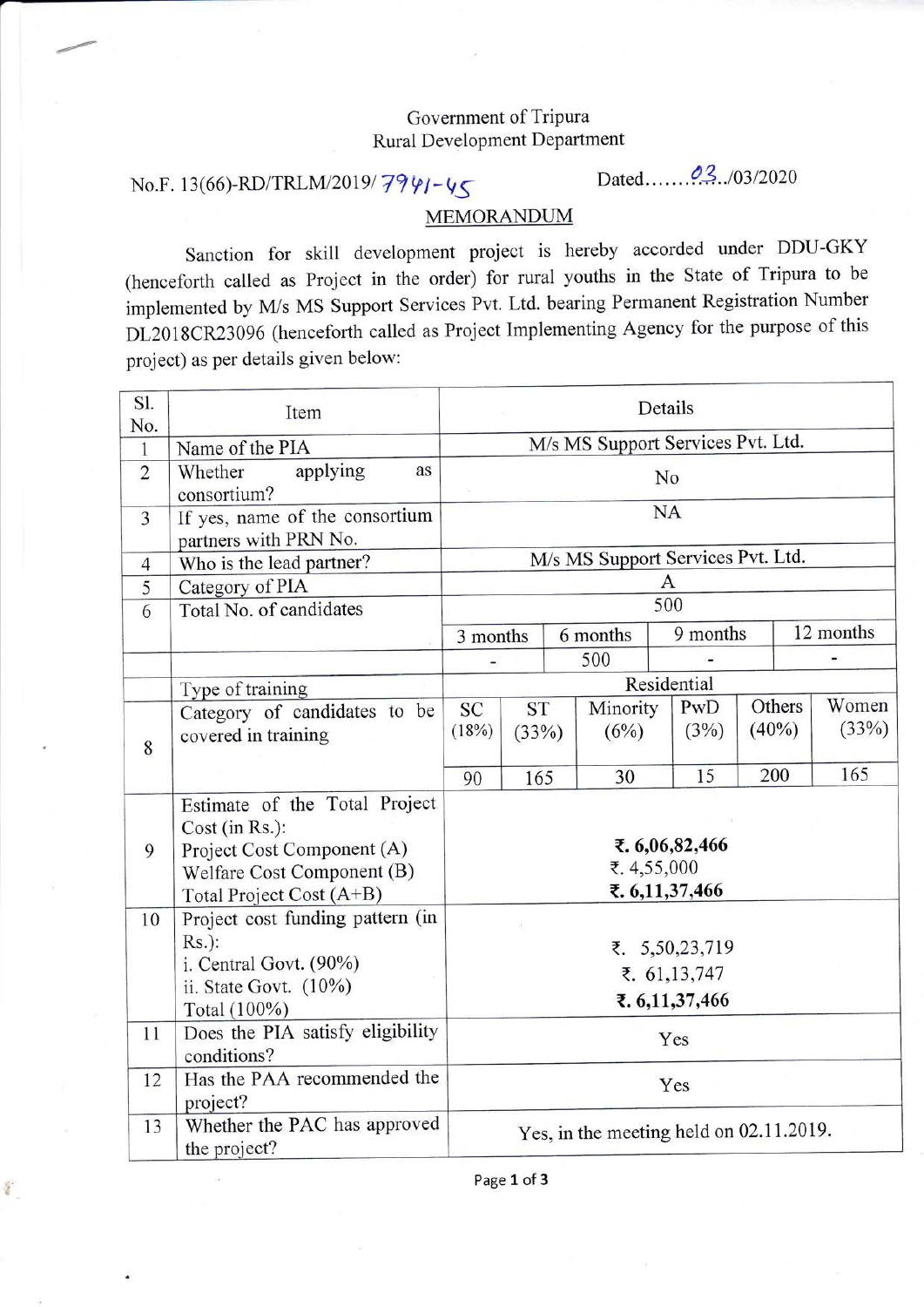Government of Tripura
Rural Development Department

No.F. 13(66)-RD/TRLM/2019/ 7941-45 Dated.......03../03/2020

## MEMORANDUM

Sanction for skill development project is hereby accorded under DDU-GKY (henceforth called as Project in the order) for rural youths in the State of Tripura to be implemented by M/s MS Support Services Pvt. Ltd. bearing Permanent Registration Number DL2018CR23096 (henceforth called as Project Implementing Agency for the purpose of this project) as per details given below:

| Sl. No. | Item | Details | | | | | |
|---|---|---|---|---|---|---|---|
| 1 | Name of the PIA | M/s MS Support Services Pvt. Ltd. | | | | | |
| 2 | Whether applying as consortium? | No | | | | | |
| 3 | If yes, name of the consortium partners with PRN No. | NA | | | | | |
| 4 | Who is the lead partner? | M/s MS Support Services Pvt. Ltd. | | | | | |
| 5 | Category of PIA | A | | | | | |
| 6 | Total No. of candidates | 500 | | | | | |
| | | 3 months | | 6 months | 9 months | | 12 months |
| | | - | | 500 | - | | - |
| | Type of training | Residential | | | | | |
| 8 | Category of candidates to be covered in training | SC (18%) | ST (33%) | Minority (6%) | PwD (3%) | Others (40%) | Women (33%) |
| | | 90 | 165 | 30 | 15 | 200 | 165 |
| 9 | Estimate of the Total Project Cost (in Rs.):<br>Project Cost Component (A)<br>Welfare Cost Component (B)<br>Total Project Cost (A+B) | **₹. 6,06,82,466**<br>₹. 4,55,000<br>**₹. 6,11,37,466** | | | | | |
| 10 | Project cost funding pattern (in Rs.):<br>i. Central Govt. (90%)<br>ii. State Govt. (10%)<br>Total (100%) | ₹. 5,50,23,719<br>₹. 61,13,747<br>**₹. 6,11,37,466** | | | | | |
| 11 | Does the PIA satisfy eligibility conditions? | Yes | | | | | |
| 12 | Has the PAA recommended the project? | Yes | | | | | |
| 13 | Whether the PAC has approved the project? | Yes, in the meeting held on 02.11.2019. | | | | | |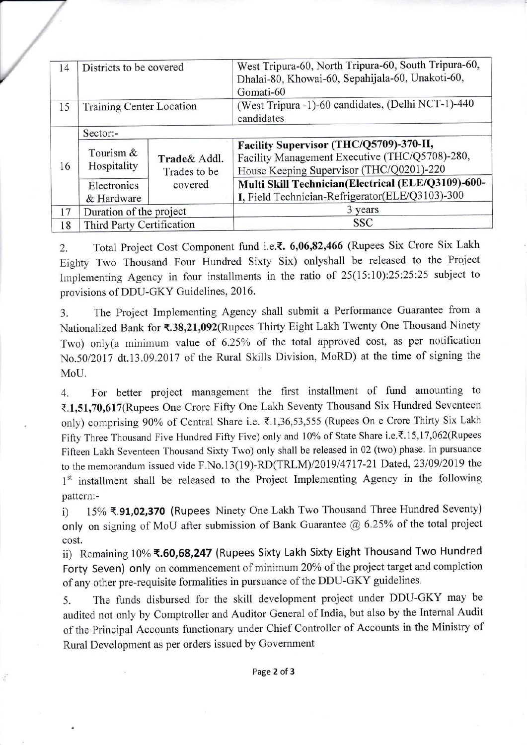| 14 | Districts to be covered | | West Tripura-60, North Tripura-60, South Tripura-60, Dhalai-80, Khowai-60, Sepahijala-60, Unakoti-60, Gomati-60 |
|---|---|---|---|
| 15 | Training Center Location | | (West Tripura -1)-60 candidates, (Delhi NCT-1)-440 candidates |
| 16 | Sector:- | | |
| | Tourism & Hospitality | Trade& Addl. Trades to be covered | **Facility Supervisor (THC/Q5709)-370-II,** Facility Management Executive (THC/Q5708)-280, House Keeping Supervisor (THC/Q0201)-220 |
| | Electronics & Hardware | | **Multi Skill Technician(Electrical (ELE/Q3109)-600-I,** Field Technician-Refrigerator(ELE/Q3103)-300 |
| 17 | Duration of the project | | 3 years |
| 18 | Third Party Certification | | SSC |

2. Total Project Cost Component fund i.e.**₹. 6,06,82,466** (Rupees Six Crore Six Lakh Eighty Two Thousand Four Hundred Sixty Six) onlyshall be released to the Project Implementing Agency in four installments in the ratio of 25(15:10):25:25:25 subject to provisions of DDU-GKY Guidelines, 2016.

3. The Project Implementing Agency shall submit a Performance Guarantee from a Nationalized Bank for **₹.38,21,092**(Rupees Thirty Eight Lakh Twenty One Thousand Ninety Two) only(a minimum value of 6.25% of the total approved cost, as per notification No.50/2017 dt.13.09.2017 of the Rural Skills Division, MoRD) at the time of signing the MoU.

4. For better project management the first installment of fund amounting to **₹.1,51,70,617**(Rupees One Crore Fifty One Lakh Seventy Thousand Six Hundred Seventeen only) comprising 90% of Central Share i.e. ₹.1,36,53,555 (Rupees On e Crore Thirty Six Lakh Fifty Three Thousand Five Hundred Fifty Five) only and 10% of State Share i.e.₹.15,17,062(Rupees Fifteen Lakh Seventeen Thousand Sixty Two) only shall be released in 02 (two) phase. In pursuance to the memorandum issued vide F.No.13(19)-RD(TRLM)/2019/4717-21 Dated, 23/09/2019 the 1st installment shall be released to the Project Implementing Agency in the following pattern:-

i) 15% **₹.91,02,370** (Rupees Ninety One Lakh Two Thousand Three Hundred Seventy) only on signing of MoU after submission of Bank Guarantee @ 6.25% of the total project cost.

ii) Remaining 10% **₹.60,68,247** (Rupees Sixty Lakh Sixty Eight Thousand Two Hundred Forty Seven) only on commencement of minimum 20% of the project target and completion of any other pre-requisite formalities in pursuance of the DDU-GKY guidelines.

5. The funds disbursed for the skill development project under DDU-GKY may be audited not only by Comptroller and Auditor General of India, but also by the Internal Audit of the Principal Accounts functionary under Chief Controller of Accounts in the Ministry of Rural Development as per orders issued by Government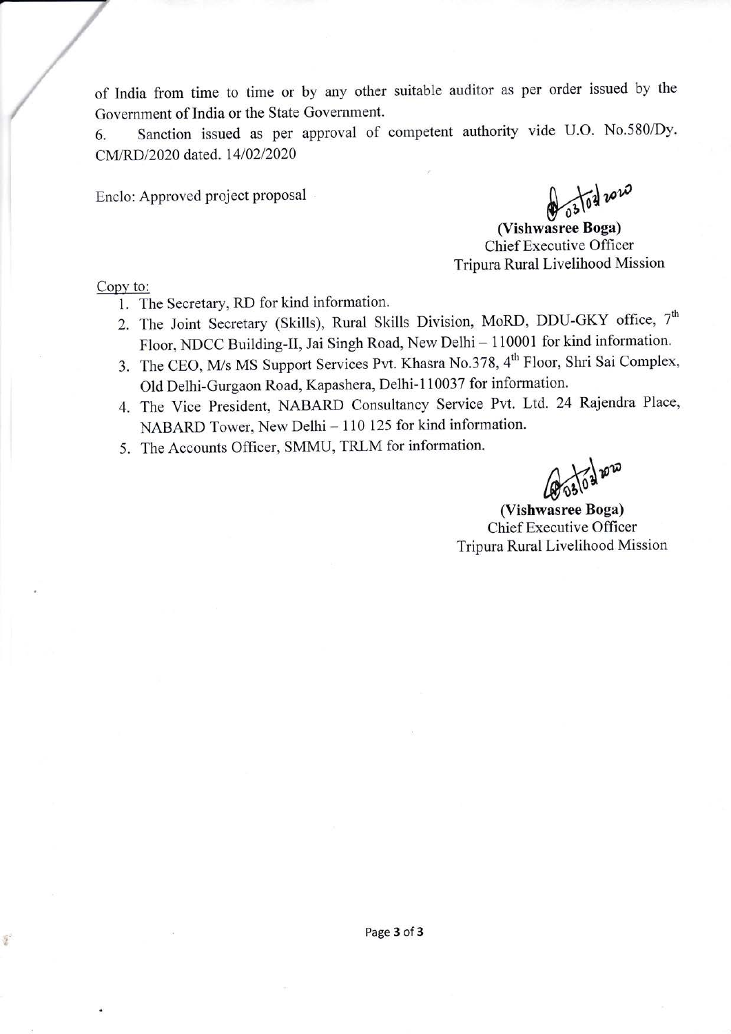of India from time to time or by any other suitable auditor as per order issued by the Government of India or the State Government.

6. Sanction issued as per approval of competent authority vide U.O. No.580/Dy. CM/RD/2020 dated. 14/02/2020

Enclo: Approved project proposal

03/03/2020

**(Vishwasree Boga)**
Chief Executive Officer
Tripura Rural Livelihood Mission

Copy to:

1. The Secretary, RD for kind information.
2. The Joint Secretary (Skills), Rural Skills Division, MoRD, DDU-GKY office, 7th Floor, NDCC Building-II, Jai Singh Road, New Delhi – 110001 for kind information.
3. The CEO, M/s MS Support Services Pvt. Khasra No.378, 4th Floor, Shri Sai Complex, Old Delhi-Gurgaon Road, Kapashera, Delhi-110037 for information.
4. The Vice President, NABARD Consultancy Service Pvt. Ltd. 24 Rajendra Place, NABARD Tower, New Delhi – 110 125 for kind information.
5. The Accounts Officer, SMMU, TRLM for information.

03/03/2020

**(Vishwasree Boga)**
Chief Executive Officer
Tripura Rural Livelihood Mission